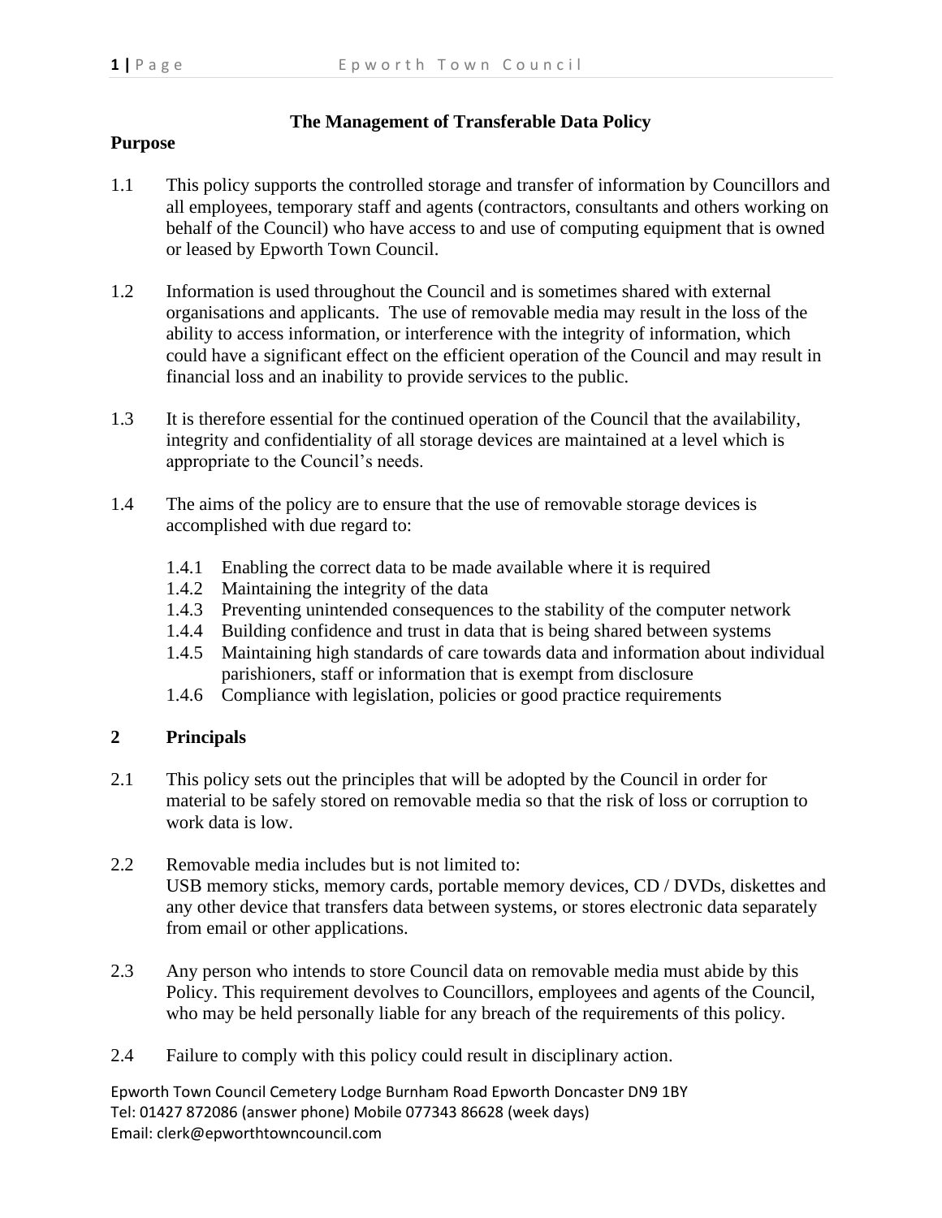# The Management of Transferable Data Policy

## Purpose

1.1 This policy supports the controlled storage and transfer of information by Councillors and all employees, temporary staff and agents (contractors, consultants and others working on behalf of the Council) who have access to and use of computing equipment that is owned or leased by Epworth Town Council.

1.2 Information is used throughout the Council and is sometimes shared with external organisations and applicants. The use of removable media may result in the loss of the ability to access information, or interference with the integrity of information, which could have a significant effect on the efficient operation of the Council and may result in financial loss and an inability to provide services to the public.

1.3 It is therefore essential for the continued operation of the Council that the availability, integrity and confidentiality of all storage devices are maintained at a level which is appropriate to the Council's needs.

1.4 The aims of the policy are to ensure that the use of removable storage devices is accomplished with due regard to:

- 1.4.1 Enabling the correct data to be made available where it is required
- 1.4.2 Maintaining the integrity of the data
- 1.4.3 Preventing unintended consequences to the stability of the computer network
- 1.4.4 Building confidence and trust in data that is being shared between systems
- 1.4.5 Maintaining high standards of care towards data and information about individual parishioners, staff or information that is exempt from disclosure
- 1.4.6 Compliance with legislation, policies or good practice requirements

## 2 Principals

2.1 This policy sets out the principles that will be adopted by the Council in order for material to be safely stored on removable media so that the risk of loss or corruption to work data is low.

2.2 Removable media includes but is not limited to:
USB memory sticks, memory cards, portable memory devices, CD / DVDs, diskettes and any other device that transfers data between systems, or stores electronic data separately from email or other applications.

2.3 Any person who intends to store Council data on removable media must abide by this Policy. This requirement devolves to Councillors, employees and agents of the Council, who may be held personally liable for any breach of the requirements of this policy.

2.4 Failure to comply with this policy could result in disciplinary action.

Epworth Town Council Cemetery Lodge Burnham Road Epworth Doncaster DN9 1BY
Tel: 01427 872086 (answer phone) Mobile 077343 86628 (week days)
Email: clerk@epworthtowncouncil.com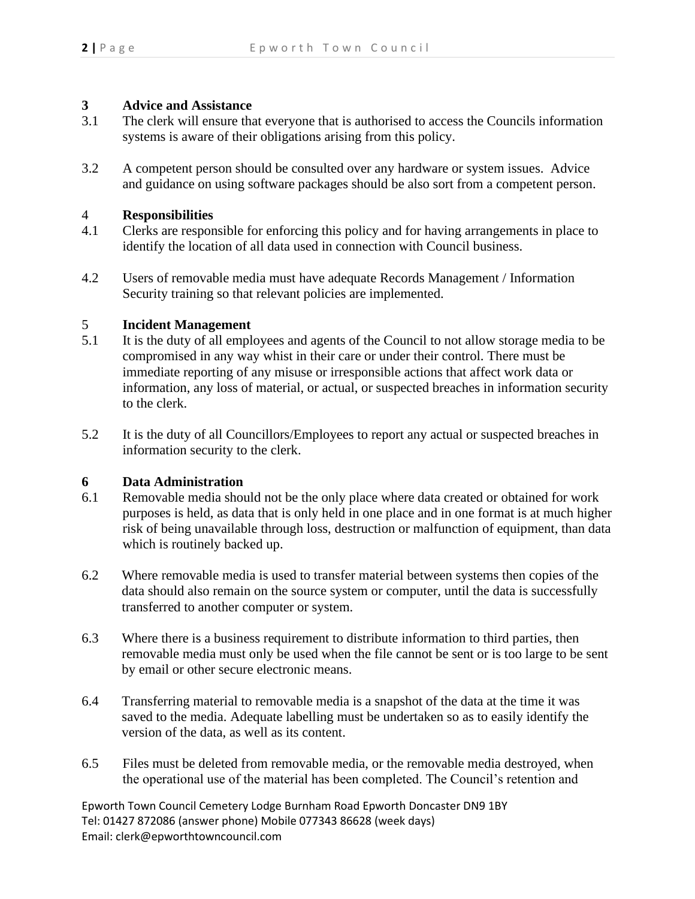## 3 Advice and Assistance

3.1 The clerk will ensure that everyone that is authorised to access the Councils information systems is aware of their obligations arising from this policy.

3.2 A competent person should be consulted over any hardware or system issues. Advice and guidance on using software packages should be also sort from a competent person.

## 4 Responsibilities

4.1 Clerks are responsible for enforcing this policy and for having arrangements in place to identify the location of all data used in connection with Council business.

4.2 Users of removable media must have adequate Records Management / Information Security training so that relevant policies are implemented.

## 5 Incident Management

5.1 It is the duty of all employees and agents of the Council to not allow storage media to be compromised in any way whist in their care or under their control. There must be immediate reporting of any misuse or irresponsible actions that affect work data or information, any loss of material, or actual, or suspected breaches in information security to the clerk.

5.2 It is the duty of all Councillors/Employees to report any actual or suspected breaches in information security to the clerk.

## 6 Data Administration

6.1 Removable media should not be the only place where data created or obtained for work purposes is held, as data that is only held in one place and in one format is at much higher risk of being unavailable through loss, destruction or malfunction of equipment, than data which is routinely backed up.

6.2 Where removable media is used to transfer material between systems then copies of the data should also remain on the source system or computer, until the data is successfully transferred to another computer or system.

6.3 Where there is a business requirement to distribute information to third parties, then removable media must only be used when the file cannot be sent or is too large to be sent by email or other secure electronic means.

6.4 Transferring material to removable media is a snapshot of the data at the time it was saved to the media. Adequate labelling must be undertaken so as to easily identify the version of the data, as well as its content.

6.5 Files must be deleted from removable media, or the removable media destroyed, when the operational use of the material has been completed. The Council's retention and

Epworth Town Council Cemetery Lodge Burnham Road Epworth Doncaster DN9 1BY
Tel: 01427 872086 (answer phone) Mobile 077343 86628 (week days)
Email: clerk@epworthtowncouncil.com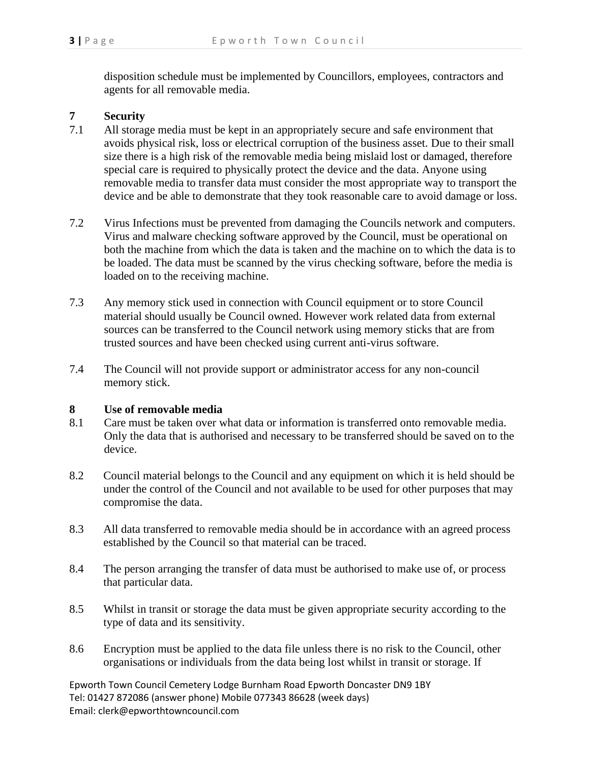disposition schedule must be implemented by Councillors, employees, contractors and agents for all removable media.

**7 Security**

7.1 All storage media must be kept in an appropriately secure and safe environment that avoids physical risk, loss or electrical corruption of the business asset. Due to their small size there is a high risk of the removable media being mislaid lost or damaged, therefore special care is required to physically protect the device and the data. Anyone using removable media to transfer data must consider the most appropriate way to transport the device and be able to demonstrate that they took reasonable care to avoid damage or loss.

7.2 Virus Infections must be prevented from damaging the Councils network and computers. Virus and malware checking software approved by the Council, must be operational on both the machine from which the data is taken and the machine on to which the data is to be loaded. The data must be scanned by the virus checking software, before the media is loaded on to the receiving machine.

7.3 Any memory stick used in connection with Council equipment or to store Council material should usually be Council owned. However work related data from external sources can be transferred to the Council network using memory sticks that are from trusted sources and have been checked using current anti-virus software.

7.4 The Council will not provide support or administrator access for any non-council memory stick.

**8 Use of removable media**

8.1 Care must be taken over what data or information is transferred onto removable media. Only the data that is authorised and necessary to be transferred should be saved on to the device.

8.2 Council material belongs to the Council and any equipment on which it is held should be under the control of the Council and not available to be used for other purposes that may compromise the data.

8.3 All data transferred to removable media should be in accordance with an agreed process established by the Council so that material can be traced.

8.4 The person arranging the transfer of data must be authorised to make use of, or process that particular data.

8.5 Whilst in transit or storage the data must be given appropriate security according to the type of data and its sensitivity.

8.6 Encryption must be applied to the data file unless there is no risk to the Council, other organisations or individuals from the data being lost whilst in transit or storage. If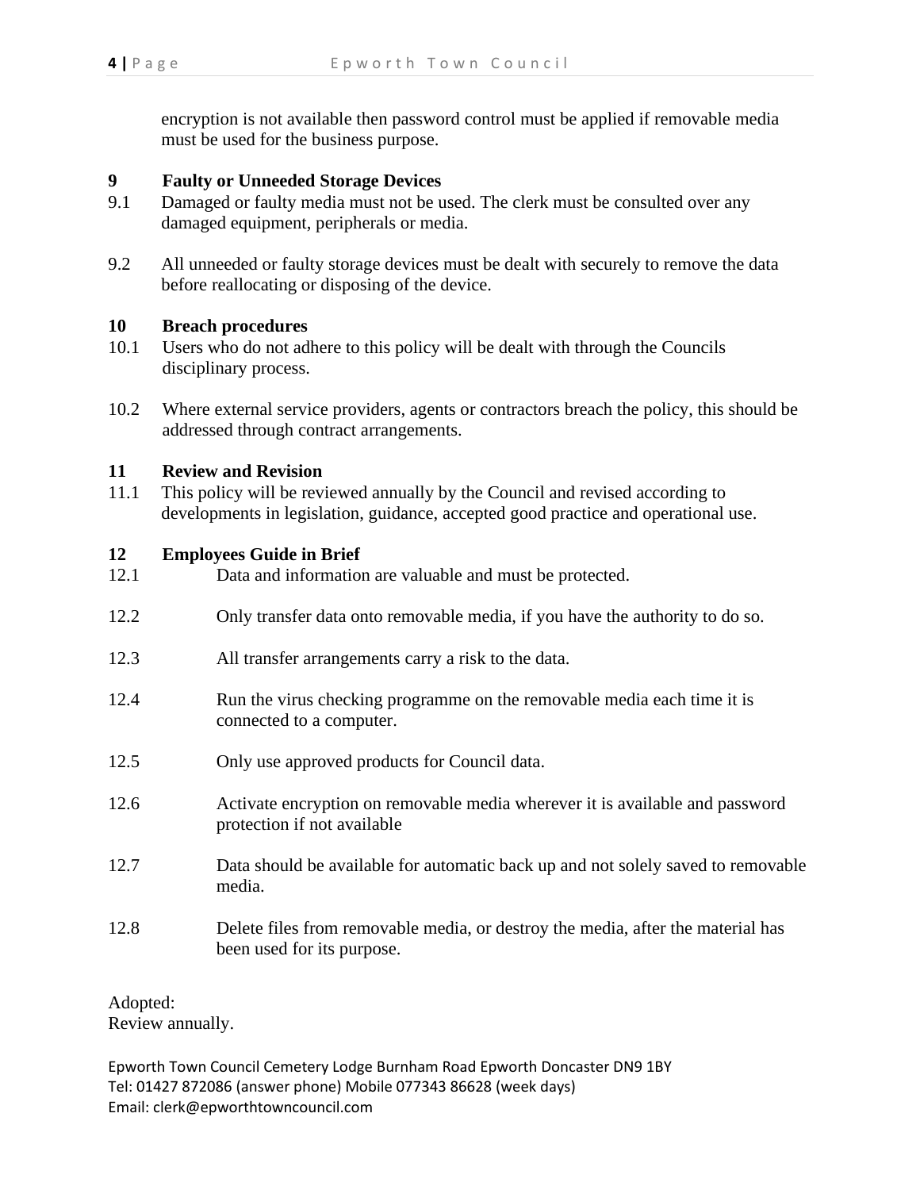encryption is not available then password control must be applied if removable media must be used for the business purpose.

**9 Faulty or Unneeded Storage Devices**

9.1 Damaged or faulty media must not be used. The clerk must be consulted over any damaged equipment, peripherals or media.

9.2 All unneeded or faulty storage devices must be dealt with securely to remove the data before reallocating or disposing of the device.

**10 Breach procedures**

10.1 Users who do not adhere to this policy will be dealt with through the Councils disciplinary process.

10.2 Where external service providers, agents or contractors breach the policy, this should be addressed through contract arrangements.

**11 Review and Revision**

11.1 This policy will be reviewed annually by the Council and revised according to developments in legislation, guidance, accepted good practice and operational use.

**12 Employees Guide in Brief**

12.1 Data and information are valuable and must be protected.

12.2 Only transfer data onto removable media, if you have the authority to do so.

12.3 All transfer arrangements carry a risk to the data.

12.4 Run the virus checking programme on the removable media each time it is connected to a computer.

12.5 Only use approved products for Council data.

12.6 Activate encryption on removable media wherever it is available and password protection if not available

12.7 Data should be available for automatic back up and not solely saved to removable media.

12.8 Delete files from removable media, or destroy the media, after the material has been used for its purpose.

Adopted:
Review annually.

Epworth Town Council Cemetery Lodge Burnham Road Epworth Doncaster DN9 1BY
Tel: 01427 872086 (answer phone) Mobile 077343 86628 (week days)
Email: clerk@epworthtowncouncil.com